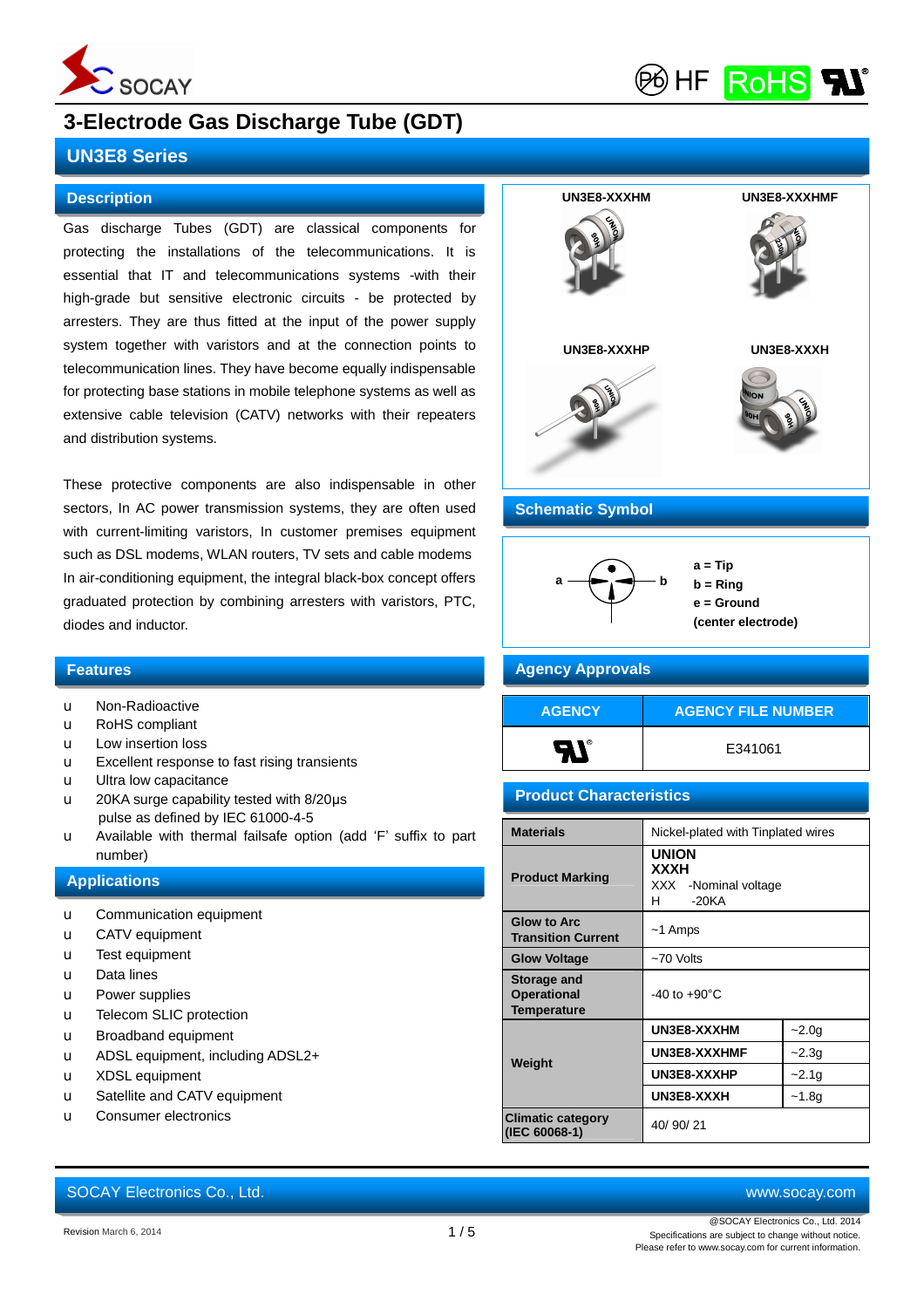# 3-Electrode Gas Discharge Tube (GDT)

## UN3E8 Series

### Description

Gas discharge Tubes (GDT) are classical components for protecting the installations of the telecommunications. It is essential that IT and telecommunications systems -with their high-grade but sensitive electronic circuits - be protected by arresters. They are thus fitted at the input of the power supply system together with varistors and at the connection points to telecommunication lines. They have become equally indispensable for protecting base stations in mobile telephone systems as well as extensive cable television (CATV) networks with their repeaters and distribution systems.

These protective components are also indispensable in other sectors, In AC power transmission systems, they are often used with current-limiting varistors, In customer premises equipment such as DSL modems, WLAN routers, TV sets and cable modems In air-conditioning equipment, the integral black-box concept offers graduated protection by combining arresters with varistors, PTC, diodes and inductor.

UN3E8-XXXHM

UN3E8-XXXHMF

UN3E8-XXXHP

UN3E8-XXXH

### Features

- Non-Radioactive
- RoHS compliant
- Low insertion loss
- Excellent response to fast rising transients
- Ultra low capacitance
- 20KA surge capability tested with 8/20µs pulse as defined by IEC 61000-4-5
- Available with thermal failsafe option (add 'F' suffix to part number)

### Applications

- Communication equipment
- CATV equipment
- Test equipment
- Data lines
- Power supplies
- Telecom SLIC protection
- Broadband equipment
- ADSL equipment, including ADSL2+
- XDSL equipment
- Satellite and CATV equipment
- Consumer electronics

### Schematic Symbol

a = Tip
b = Ring
e = Ground
(center electrode)

### Agency Approvals

| AGENCY | AGENCY FILE NUMBER |
|---|---|
| UL | E341061 |

### Product Characteristics

| | | |
|---|---|---|
| Materials | Nickel-plated with Tinplated wires | |
| Product Marking | **UNION**<br>**XXXH**<br>XXX -Nominal voltage<br>H -20KA | |
| Glow to Arc Transition Current | ~1 Amps | |
| Glow Voltage | ~70 Volts | |
| Storage and Operational Temperature | -40 to +90°C | |
| Weight | UN3E8-XXXHM | ~2.0g |
| | UN3E8-XXXHMF | ~2.3g |
| | UN3E8-XXXHP | ~2.1g |
| | UN3E8-XXXH | ~1.8g |
| Climatic category (IEC 60068-1) | 40/ 90/ 21 | |

SOCAY Electronics Co., Ltd. www.socay.com

Revision March 6, 2014

@SOCAY Electronics Co., Ltd. 2014
Specifications are subject to change without notice.
Please refer to www.socay.com for current information.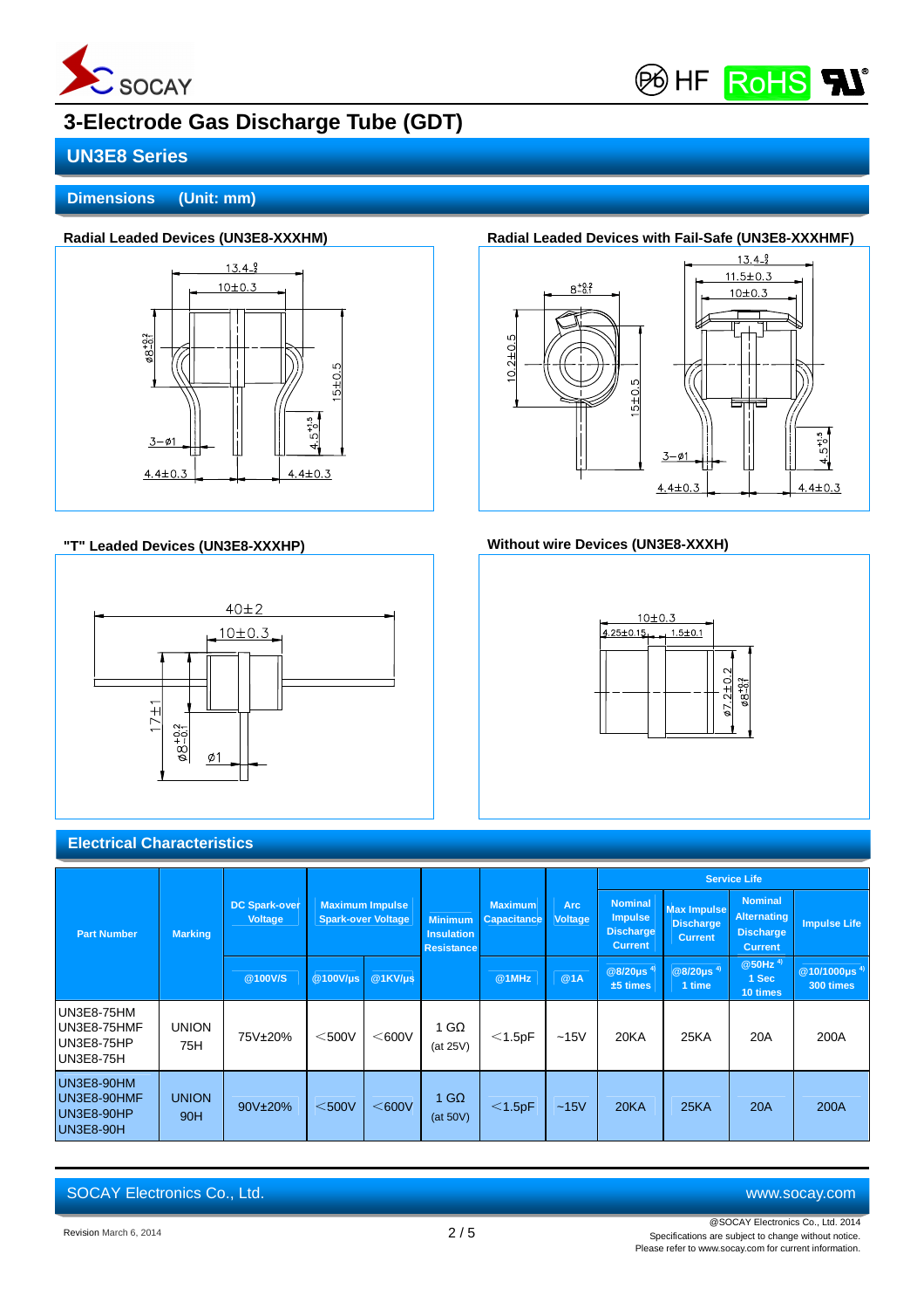# 3-Electrode Gas Discharge Tube (GDT)

## UN3E8 Series

## Dimensions (Unit: mm)

### Radial Leaded Devices (UN3E8-XXXHM)

13.4 $_{-2}^{0}$, 10±0.3, ø8 $_{-0.1}^{+0.2}$, 15±0.5, 4.5 $_{-0}^{+1.5}$, 3−ø1, 4.4±0.3, 4.4±0.3

### Radial Leaded Devices with Fail-Safe (UN3E8-XXXHMF)

8 $_{-0.1}^{+0.2}$, 10.2±0.5, 15±0.5, 13.4 $_{-2}^{0}$, 11.5±0.3, 10±0.3, 4.5 $_{-0}^{+1.5}$, 3−ø1, 4.4±0.3, 4.4±0.3

### "T" Leaded Devices (UN3E8-XXXHP)

40±2, 10±0.3, 17±1, ø8 $_{-0.1}^{+0.2}$, ø1

### Without wire Devices (UN3E8-XXXH)

10±0.3, 4.25±0.15, 1.5±0.1, ø7.2±0.2, ø8 $_{-0.1}^{+0.2}$

## Electrical Characteristics

| Part Number | Marking | DC Spark-over Voltage | Maximum Impulse Spark-over Voltage | | Minimum Insulation Resistance | Maximum Capacitance | Arc Voltage | Service Life | | | |
|---|---|---|---|---|---|---|---|---|---|---|---|
| | | | | | | | | Nominal Impulse Discharge Current | Max Impulse Discharge Current | Nominal Alternating Discharge Current | Impulse Life |
| | | @100V/S | @100V/μs | @1KV/μs | | @1MHz | @1A | @8/20μs [4] ±5 times | @8/20μs [4] 1 time | @50Hz [4] 1 Sec 10 times | @10/1000μs [4] 300 times |
| UN3E8-75HM<br>UN3E8-75HMF<br>UN3E8-75HP<br>UN3E8-75H | UNION 75H | 75V±20% | <500V | <600V | 1 GΩ (at 25V) | <1.5pF | ~15V | 20KA | 25KA | 20A | 200A |
| UN3E8-90HM<br>UN3E8-90HMF<br>UN3E8-90HP<br>UN3E8-90H | UNION 90H | 90V±20% | <500V | <600V | 1 GΩ (at 50V) | <1.5pF | ~15V | 20KA | 25KA | 20A | 200A |

SOCAY Electronics Co., Ltd. www.socay.com

Revision March 6, 2014

@SOCAY Electronics Co., Ltd. 2014
Specifications are subject to change without notice.
Please refer to www.socay.com for current information.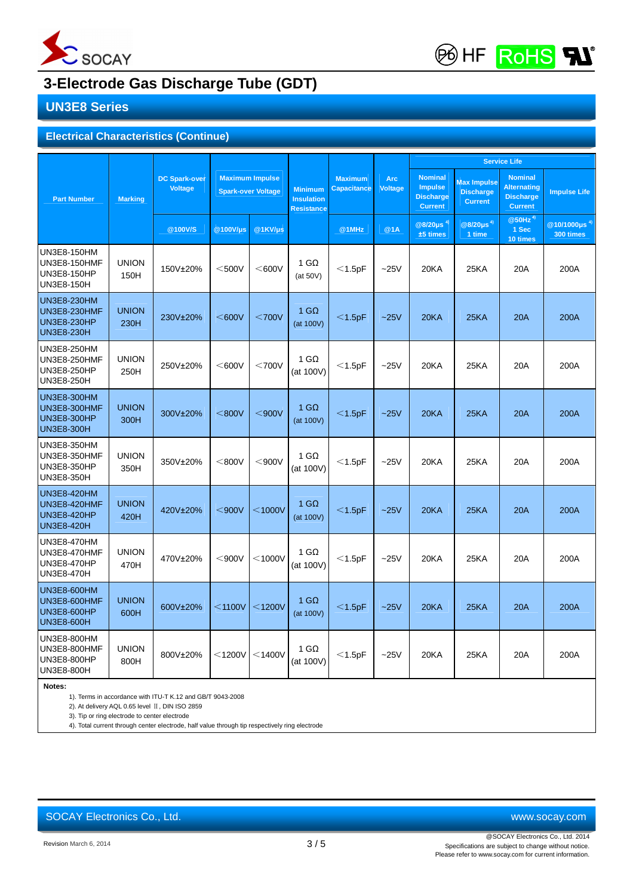# 3-Electrode Gas Discharge Tube (GDT)

## UN3E8 Series

### Electrical Characteristics (Continue)

| Part Number | Marking | DC Spark-over Voltage | Maximum Impulse Spark-over Voltage | | Minimum Insulation Resistance | Maximum Capacitance | Arc Voltage | Service Life | | | |
|---|---|---|---|---|---|---|---|---|---|---|---|
| | | | | | | | | Nominal Impulse Discharge Current | Max Impulse Discharge Current | Nominal Alternating Discharge Current | Impulse Life |
| | | @100V/S | @100V/μs | @1KV/μs | | @1MHz | @1A | @8/20μs [4] ±5 times | @8/20μs [4] 1 time | @50Hz [4] 1 Sec 10 times | @10/1000μs [4] 300 times |
| UN3E8-150HM UN3E8-150HMF UN3E8-150HP UN3E8-150H | UNION 150H | 150V±20% | ＜500V | ＜600V | 1 GΩ (at 50V) | ＜1.5pF | ~25V | 20KA | 25KA | 20A | 200A |
| UN3E8-230HM UN3E8-230HMF UN3E8-230HP UN3E8-230H | UNION 230H | 230V±20% | ＜600V | ＜700V | 1 GΩ (at 100V) | ＜1.5pF | ~25V | 20KA | 25KA | 20A | 200A |
| UN3E8-250HM UN3E8-250HMF UN3E8-250HP UN3E8-250H | UNION 250H | 250V±20% | ＜600V | ＜700V | 1 GΩ (at 100V) | ＜1.5pF | ~25V | 20KA | 25KA | 20A | 200A |
| UN3E8-300HM UN3E8-300HMF UN3E8-300HP UN3E8-300H | UNION 300H | 300V±20% | ＜800V | ＜900V | 1 GΩ (at 100V) | ＜1.5pF | ~25V | 20KA | 25KA | 20A | 200A |
| UN3E8-350HM UN3E8-350HMF UN3E8-350HP UN3E8-350H | UNION 350H | 350V±20% | ＜800V | ＜900V | 1 GΩ (at 100V) | ＜1.5pF | ~25V | 20KA | 25KA | 20A | 200A |
| UN3E8-420HM UN3E8-420HMF UN3E8-420HP UN3E8-420H | UNION 420H | 420V±20% | ＜900V | ＜1000V | 1 GΩ (at 100V) | ＜1.5pF | ~25V | 20KA | 25KA | 20A | 200A |
| UN3E8-470HM UN3E8-470HMF UN3E8-470HP UN3E8-470H | UNION 470H | 470V±20% | ＜900V | ＜1000V | 1 GΩ (at 100V) | ＜1.5pF | ~25V | 20KA | 25KA | 20A | 200A |
| UN3E8-600HM UN3E8-600HMF UN3E8-600HP UN3E8-600H | UNION 600H | 600V±20% | ＜1100V | ＜1200V | 1 GΩ (at 100V) | ＜1.5pF | ~25V | 20KA | 25KA | 20A | 200A |
| UN3E8-800HM UN3E8-800HMF UN3E8-800HP UN3E8-800H | UNION 800H | 800V±20% | ＜1200V | ＜1400V | 1 GΩ (at 100V) | ＜1.5pF | ~25V | 20KA | 25KA | 20A | 200A |

**Notes:**

1). Terms in accordance with ITU-T K.12 and GB/T 9043-2008
2). At delivery AQL 0.65 level Ⅱ, DIN ISO 2859
3). Tip or ring electrode to center electrode
4). Total current through center electrode, half value through tip respectively ring electrode

SOCAY Electronics Co., Ltd. www.socay.com

Revision March 6, 2014

@SOCAY Electronics Co., Ltd. 2014
Specifications are subject to change without notice.
Please refer to www.socay.com for current information.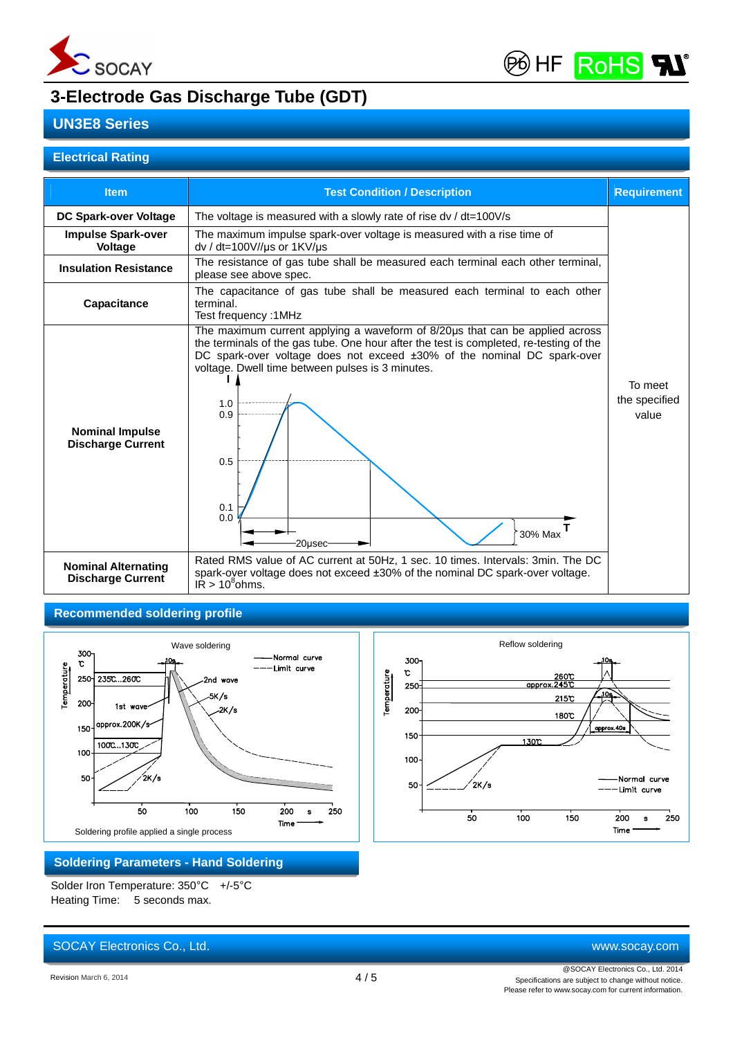# 3-Electrode Gas Discharge Tube (GDT)

## UN3E8 Series

### Electrical Rating

| Item | Test Condition / Description | Requirement |
|---|---|---|
| **DC Spark-over Voltage** | The voltage is measured with a slowly rate of rise dv / dt=100V/s | To meet the specified value |
| **Impulse Spark-over Voltage** | The maximum impulse spark-over voltage is measured with a rise time of dv / dt=100V//μs or 1KV/μs | |
| **Insulation Resistance** | The resistance of gas tube shall be measured each terminal each other terminal, please see above spec. | |
| **Capacitance** | The capacitance of gas tube shall be measured each terminal to each other terminal. Test frequency :1MHz | |
| **Nominal Impulse Discharge Current** | The maximum current applying a waveform of 8/20μs that can be applied across the terminals of the gas tube. One hour after the test is completed, re-testing of the DC spark-over voltage does not exceed ±30% of the nominal DC spark-over voltage. Dwell time between pulses is 3 minutes. | |
| **Nominal Alternating Discharge Current** | Rated RMS value of AC current at 50Hz, 1 sec. 10 times. Intervals: 3min. The DC spark-over voltage does not exceed ±30% of the nominal DC spark-over voltage. IR > $10^8$ohms. | |

### Recommended soldering profile

Soldering profile applied a single process

### Soldering Parameters - Hand Soldering

Solder Iron Temperature: 350°C +/-5°C

Heating Time: 5 seconds max.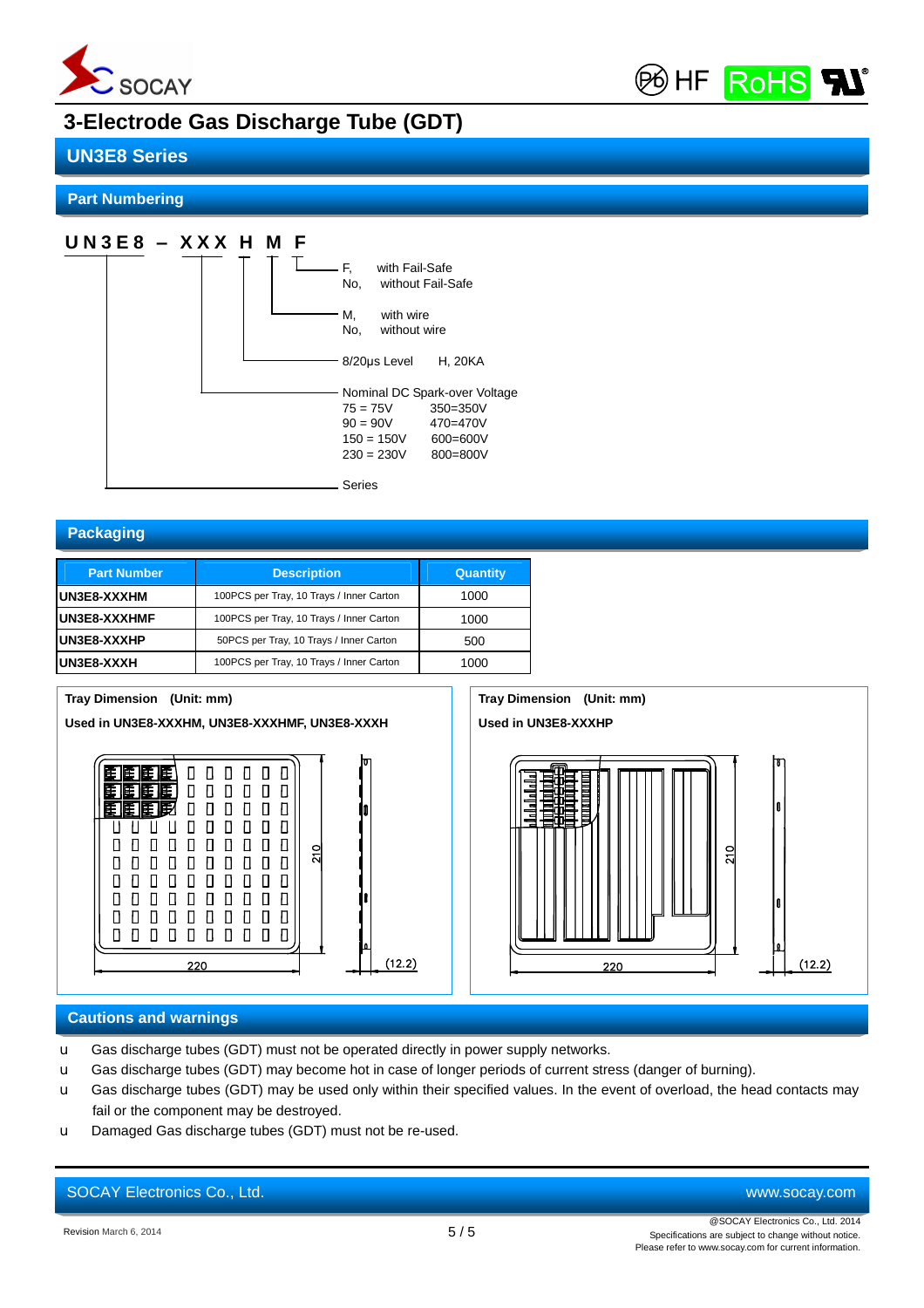# 3-Electrode Gas Discharge Tube (GDT)

## UN3E8 Series

### Part Numbering

**UN3E8 – XXX H M F**

- F, with Fail-Safe
  No, without Fail-Safe
- M, with wire
  No, without wire
- 8/20μs Level H, 20KA
- Nominal DC Spark-over Voltage
  75 = 75V 350=350V
  90 = 90V 470=470V
  150 = 150V 600=600V
  230 = 230V 800=800V
- Series

### Packaging

| Part Number | Description | Quantity |
|---|---|---|
| UN3E8-XXXHM | 100PCS per Tray, 10 Trays / Inner Carton | 1000 |
| UN3E8-XXXHMF | 100PCS per Tray, 10 Trays / Inner Carton | 1000 |
| UN3E8-XXXHP | 50PCS per Tray, 10 Trays / Inner Carton | 500 |
| UN3E8-XXXH | 100PCS per Tray, 10 Trays / Inner Carton | 1000 |

**Tray Dimension (Unit: mm)**

**Used in UN3E8-XXXHM, UN3E8-XXXHMF, UN3E8-XXXH**

210
220
(12.2)

**Tray Dimension (Unit: mm)**

**Used in UN3E8-XXXHP**

210
220
(12.2)

### Cautions and warnings

- Gas discharge tubes (GDT) must not be operated directly in power supply networks.
- Gas discharge tubes (GDT) may become hot in case of longer periods of current stress (danger of burning).
- Gas discharge tubes (GDT) may be used only within their specified values. In the event of overload, the head contacts may fail or the component may be destroyed.
- Damaged Gas discharge tubes (GDT) must not be re-used.